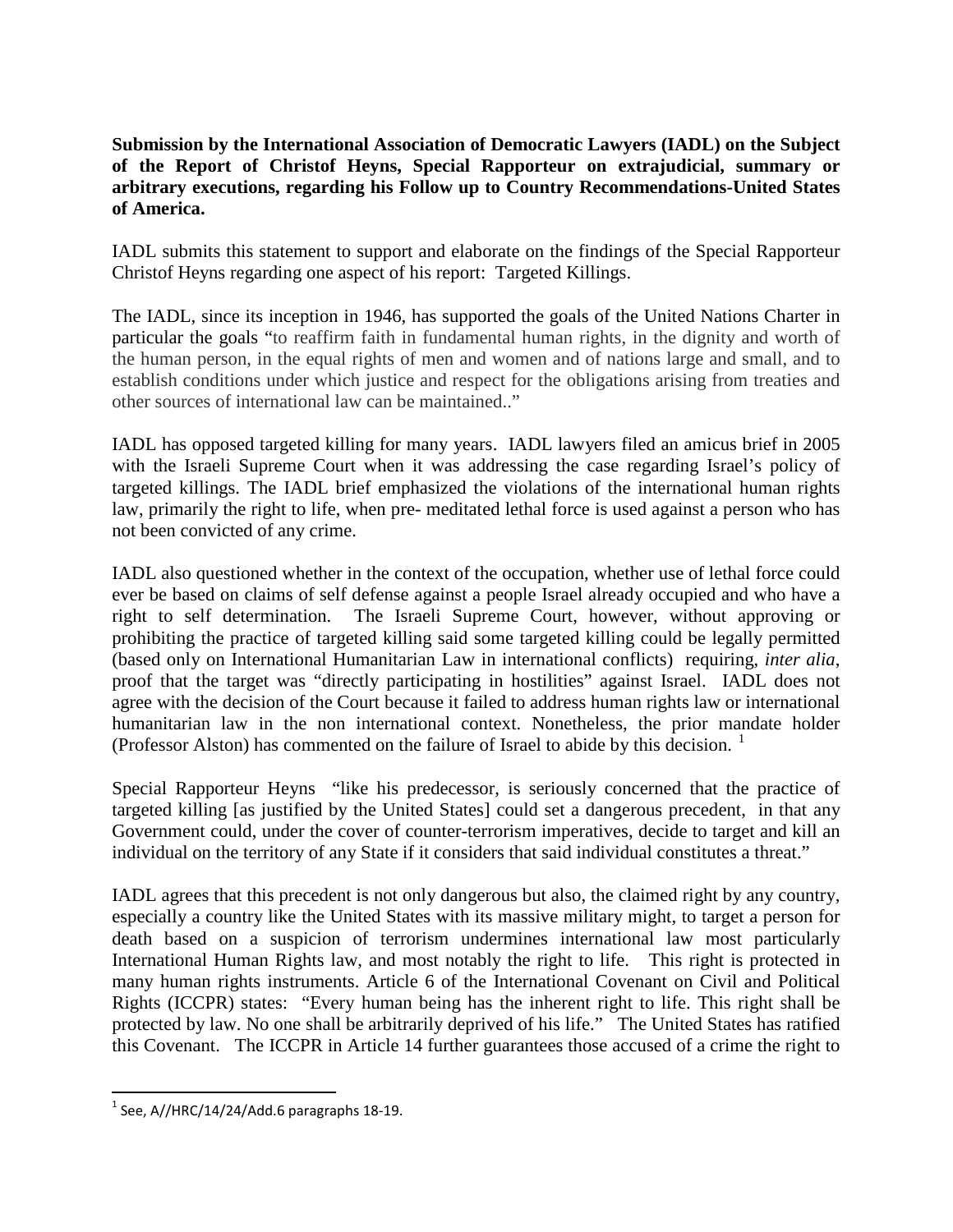**Submission by the International Association of Democratic Lawyers (IADL) on the Subject of the Report of Christof Heyns, Special Rapporteur on extrajudicial, summary or arbitrary executions, regarding his Follow up to Country Recommendations-United States of America.**

IADL submits this statement to support and elaborate on the findings of the Special Rapporteur Christof Heyns regarding one aspect of his report: Targeted Killings.

The IADL, since its inception in 1946, has supported the goals of the United Nations Charter in particular the goals "to reaffirm faith in fundamental human rights, in the dignity and worth of the human person, in the equal rights of men and women and of nations large and small, and to establish conditions under which justice and respect for the obligations arising from treaties and other sources of international law can be maintained.."

IADL has opposed targeted killing for many years. IADL lawyers filed an amicus brief in 2005 with the Israeli Supreme Court when it was addressing the case regarding Israel's policy of targeted killings. The IADL brief emphasized the violations of the international human rights law, primarily the right to life, when pre- meditated lethal force is used against a person who has not been convicted of any crime.

IADL also questioned whether in the context of the occupation, whether use of lethal force could ever be based on claims of self defense against a people Israel already occupied and who have a right to self determination. The Israeli Supreme Court, however, without approving or prohibiting the practice of targeted killing said some targeted killing could be legally permitted (based only on International Humanitarian Law in international conflicts) requiring, *inter alia*, proof that the target was "directly participating in hostilities" against Israel. IADL does not agree with the decision of the Court because it failed to address human rights law or international humanitarian law in the non international context. Nonetheless, the prior mandate holder (Professor Alston) has commented on the failure of Israel to abide by this decision. [1]

Special Rapporteur Heyns "like his predecessor, is seriously concerned that the practice of targeted killing [as justified by the United States] could set a dangerous precedent, in that any Government could, under the cover of counter-terrorism imperatives, decide to target and kill an individual on the territory of any State if it considers that said individual constitutes a threat."

IADL agrees that this precedent is not only dangerous but also, the claimed right by any country, especially a country like the United States with its massive military might, to target a person for death based on a suspicion of terrorism undermines international law most particularly International Human Rights law, and most notably the right to life. This right is protected in many human rights instruments. Article 6 of the International Covenant on Civil and Political Rights (ICCPR) states: "Every human being has the inherent right to life. This right shall be protected by law. No one shall be arbitrarily deprived of his life." The United States has ratified this Covenant. The ICCPR in Article 14 further guarantees those accused of a crime the right to

---

[1] See, A//HRC/14/24/Add.6 paragraphs 18-19.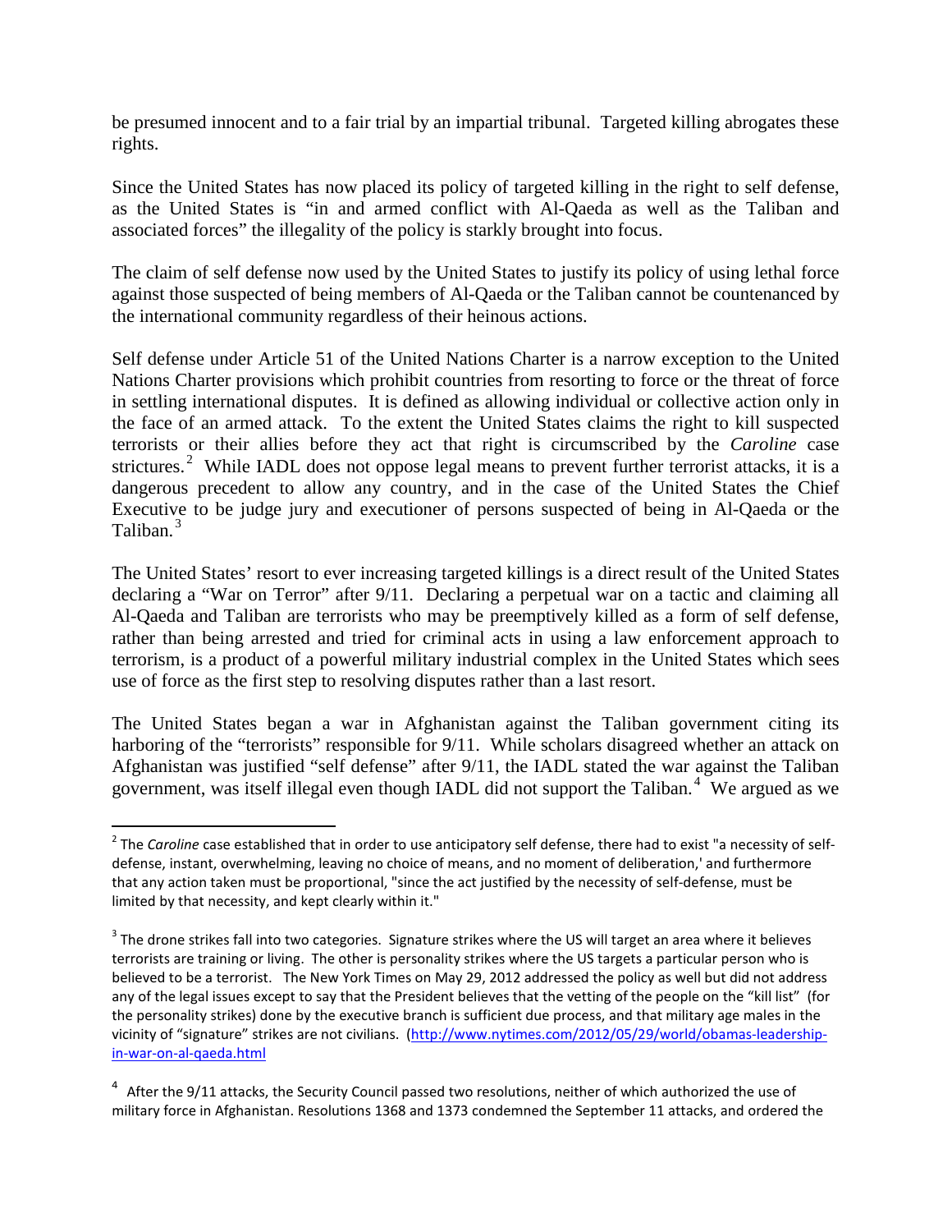be presumed innocent and to a fair trial by an impartial tribunal. Targeted killing abrogates these rights.

Since the United States has now placed its policy of targeted killing in the right to self defense, as the United States is "in and armed conflict with Al-Qaeda as well as the Taliban and associated forces" the illegality of the policy is starkly brought into focus.

The claim of self defense now used by the United States to justify its policy of using lethal force against those suspected of being members of Al-Qaeda or the Taliban cannot be countenanced by the international community regardless of their heinous actions.

Self defense under Article 51 of the United Nations Charter is a narrow exception to the United Nations Charter provisions which prohibit countries from resorting to force or the threat of force in settling international disputes. It is defined as allowing individual or collective action only in the face of an armed attack. To the extent the United States claims the right to kill suspected terrorists or their allies before they act that right is circumscribed by the *Caroline* case strictures.[2] While IADL does not oppose legal means to prevent further terrorist attacks, it is a dangerous precedent to allow any country, and in the case of the United States the Chief Executive to be judge jury and executioner of persons suspected of being in Al-Qaeda or the Taliban.[3]

The United States' resort to ever increasing targeted killings is a direct result of the United States declaring a "War on Terror" after 9/11. Declaring a perpetual war on a tactic and claiming all Al-Qaeda and Taliban are terrorists who may be preemptively killed as a form of self defense, rather than being arrested and tried for criminal acts in using a law enforcement approach to terrorism, is a product of a powerful military industrial complex in the United States which sees use of force as the first step to resolving disputes rather than a last resort.

The United States began a war in Afghanistan against the Taliban government citing its harboring of the "terrorists" responsible for 9/11. While scholars disagreed whether an attack on Afghanistan was justified "self defense" after 9/11, the IADL stated the war against the Taliban government, was itself illegal even though IADL did not support the Taliban.[4] We argued as we

---

[2] The *Caroline* case established that in order to use anticipatory self defense, there had to exist "a necessity of self-defense, instant, overwhelming, leaving no choice of means, and no moment of deliberation,' and furthermore that any action taken must be proportional, "since the act justified by the necessity of self-defense, must be limited by that necessity, and kept clearly within it."

[3] The drone strikes fall into two categories. Signature strikes where the US will target an area where it believes terrorists are training or living. The other is personality strikes where the US targets a particular person who is believed to be a terrorist. The New York Times on May 29, 2012 addressed the policy as well but did not address any of the legal issues except to say that the President believes that the vetting of the people on the "kill list" (for the personality strikes) done by the executive branch is sufficient due process, and that military age males in the vicinity of "signature" strikes are not civilians. (http://www.nytimes.com/2012/05/29/world/obamas-leadership-in-war-on-al-qaeda.html

[4] After the 9/11 attacks, the Security Council passed two resolutions, neither of which authorized the use of military force in Afghanistan. Resolutions 1368 and 1373 condemned the September 11 attacks, and ordered the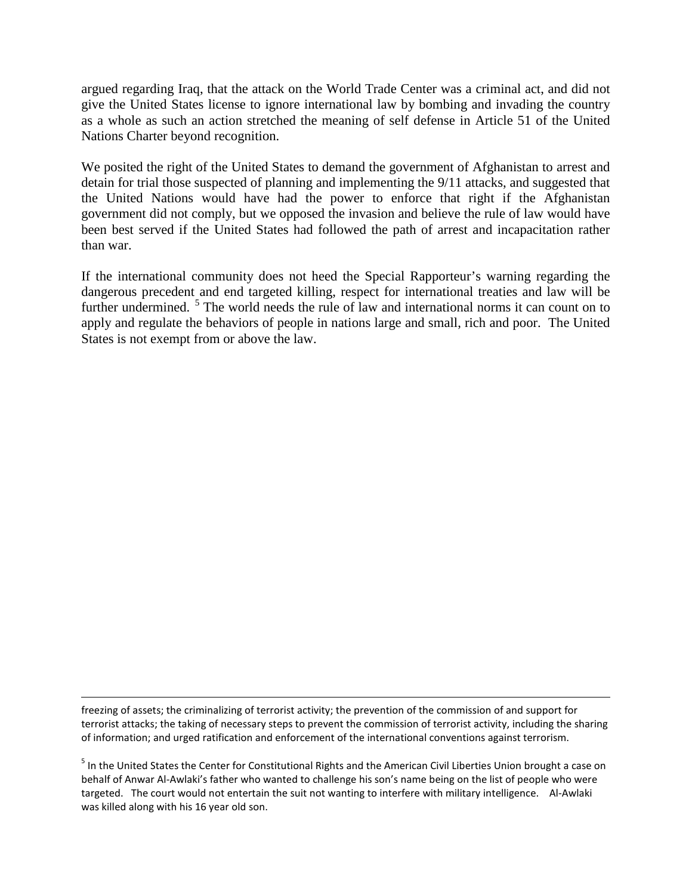argued regarding Iraq, that the attack on the World Trade Center was a criminal act, and did not give the United States license to ignore international law by bombing and invading the country as a whole as such an action stretched the meaning of self defense in Article 51 of the United Nations Charter beyond recognition.

We posited the right of the United States to demand the government of Afghanistan to arrest and detain for trial those suspected of planning and implementing the 9/11 attacks, and suggested that the United Nations would have had the power to enforce that right if the Afghanistan government did not comply, but we opposed the invasion and believe the rule of law would have been best served if the United States had followed the path of arrest and incapacitation rather than war.

If the international community does not heed the Special Rapporteur's warning regarding the dangerous precedent and end targeted killing, respect for international treaties and law will be further undermined. [5] The world needs the rule of law and international norms it can count on to apply and regulate the behaviors of people in nations large and small, rich and poor. The United States is not exempt from or above the law.

---

freezing of assets; the criminalizing of terrorist activity; the prevention of the commission of and support for terrorist attacks; the taking of necessary steps to prevent the commission of terrorist activity, including the sharing of information; and urged ratification and enforcement of the international conventions against terrorism.

[5] In the United States the Center for Constitutional Rights and the American Civil Liberties Union brought a case on behalf of Anwar Al-Awlaki's father who wanted to challenge his son's name being on the list of people who were targeted. The court would not entertain the suit not wanting to interfere with military intelligence. Al-Awlaki was killed along with his 16 year old son.